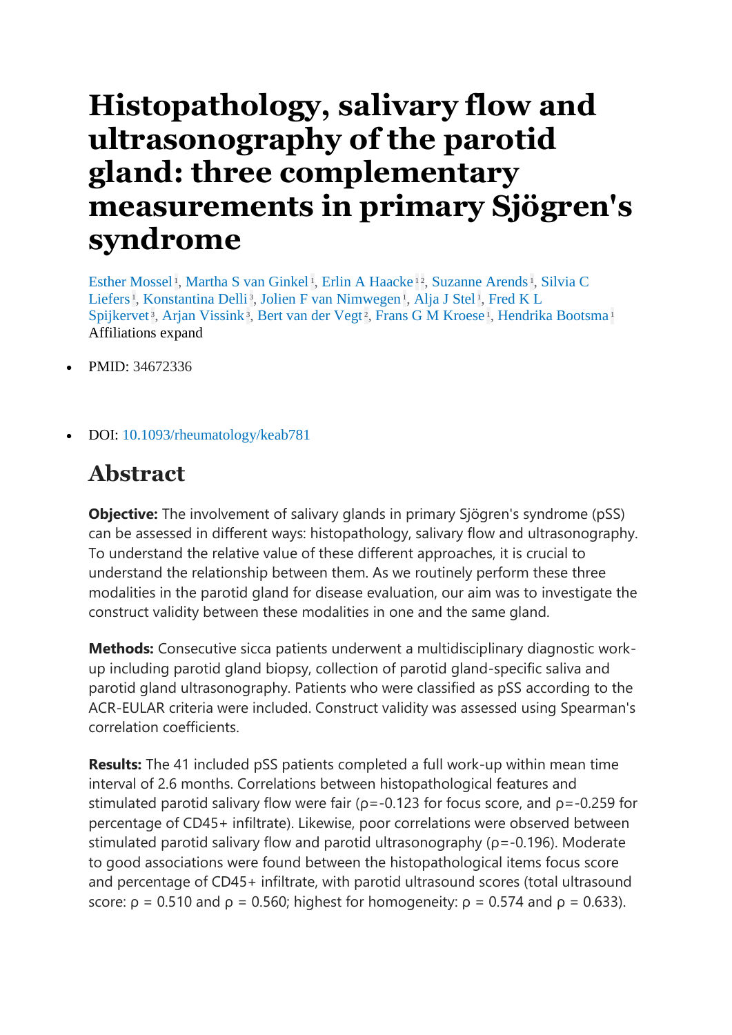# Histopathology, salivary flow and ultrasonography of the parotid gland: three complementary measurements in primary Sjögren's syndrome

Esther Mossel[1], Martha S van Ginkel[1], Erlin A Haacke[1,2], Suzanne Arends[1], Silvia C Liefers[1], Konstantina Delli[3], Jolien F van Nimwegen[1], Alja J Stel[1], Fred K L Spijkervet[3], Arjan Vissink[3], Bert van der Vegt[2], Frans G M Kroese[1], Hendrika Bootsma[1]

Affiliations expand

- PMID: 34672336
- DOI: 10.1093/rheumatology/keab781

## Abstract

**Objective:** The involvement of salivary glands in primary Sjögren's syndrome (pSS) can be assessed in different ways: histopathology, salivary flow and ultrasonography. To understand the relative value of these different approaches, it is crucial to understand the relationship between them. As we routinely perform these three modalities in the parotid gland for disease evaluation, our aim was to investigate the construct validity between these modalities in one and the same gland.

**Methods:** Consecutive sicca patients underwent a multidisciplinary diagnostic work-up including parotid gland biopsy, collection of parotid gland-specific saliva and parotid gland ultrasonography. Patients who were classified as pSS according to the ACR-EULAR criteria were included. Construct validity was assessed using Spearman's correlation coefficients.

**Results:** The 41 included pSS patients completed a full work-up within mean time interval of 2.6 months. Correlations between histopathological features and stimulated parotid salivary flow were fair ($\rho=-0.123$ for focus score, and $\rho=-0.259$ for percentage of CD45+ infiltrate). Likewise, poor correlations were observed between stimulated parotid salivary flow and parotid ultrasonography ($\rho=-0.196$). Moderate to good associations were found between the histopathological items focus score and percentage of CD45+ infiltrate, with parotid ultrasound scores (total ultrasound score: $\rho = 0.510$ and $\rho = 0.560$; highest for homogeneity: $\rho = 0.574$ and $\rho = 0.633$).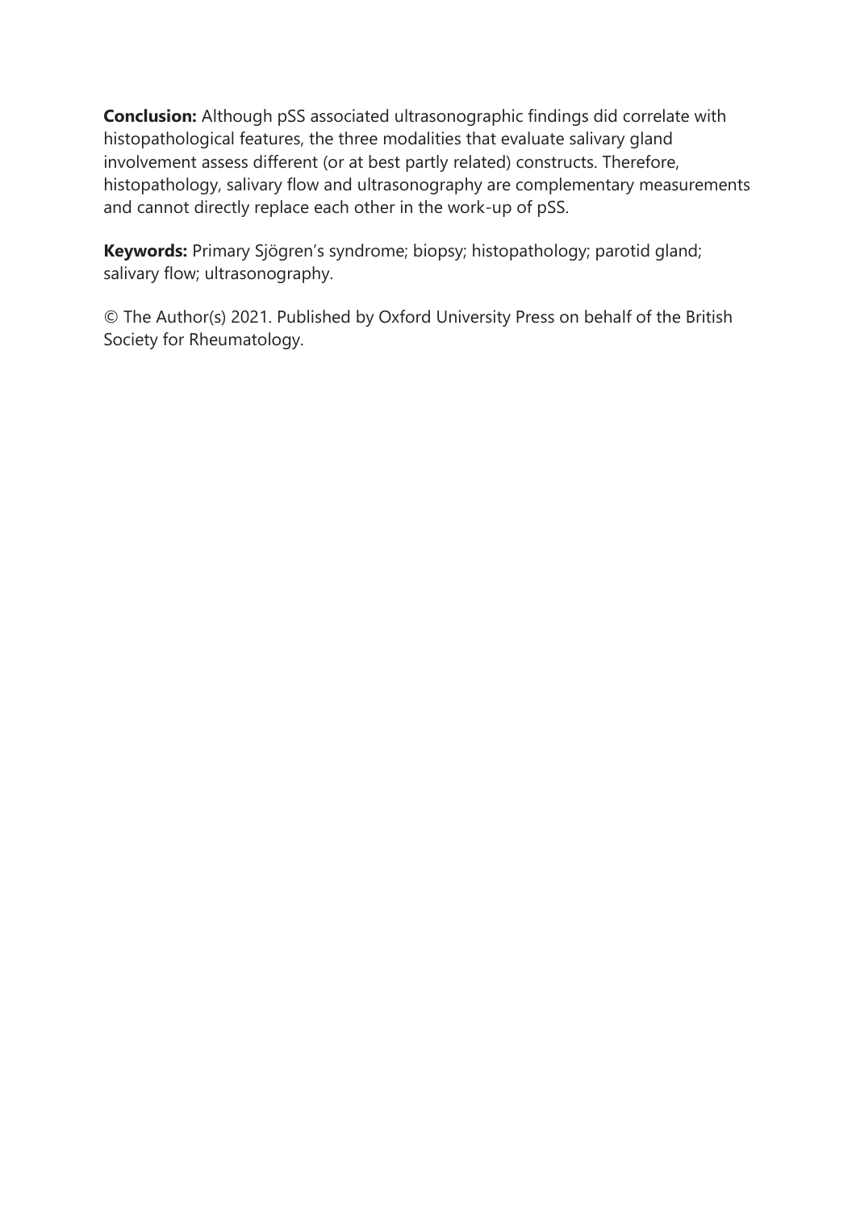**Conclusion:** Although pSS associated ultrasonographic findings did correlate with histopathological features, the three modalities that evaluate salivary gland involvement assess different (or at best partly related) constructs. Therefore, histopathology, salivary flow and ultrasonography are complementary measurements and cannot directly replace each other in the work-up of pSS.

**Keywords:** Primary Sjögren's syndrome; biopsy; histopathology; parotid gland; salivary flow; ultrasonography.

© The Author(s) 2021. Published by Oxford University Press on behalf of the British Society for Rheumatology.